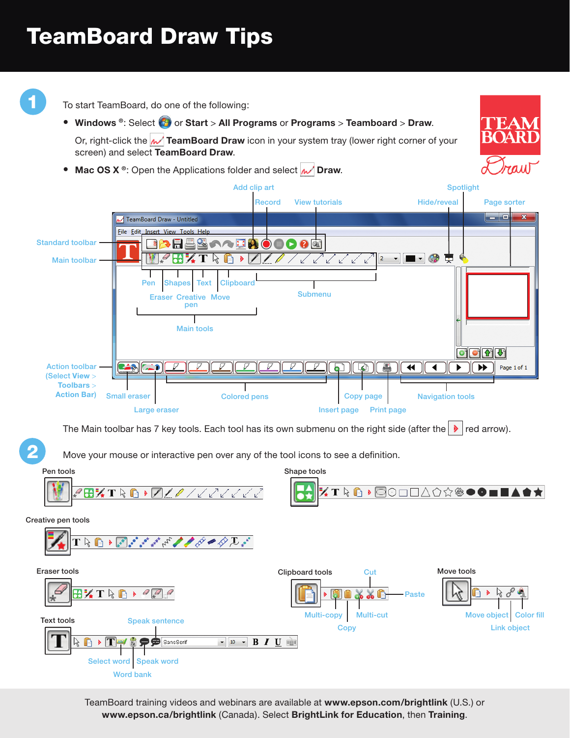# TeamBoard Draw Tips

**1**

To start TeamBoard, do one of the following:

- **Windows** ®: Select or **Start** > **All Programs** or **Programs** > **Teamboard** > **Draw**.

  Or, right-click the **TeamBoard Draw** icon in your system tray (lower right corner of your screen) and select **TeamBoard Draw**.

- **Mac OS X** ®: Open the Applications folder and select **Draw**.

Add clip art · Record · View tutorials · Spotlight · Hide/reveal · Page sorter

Standard toolbar · Main toolbar

Pen · Shapes · Text · Clipboard · Eraser · Creative pen · Move · Submenu · Main tools

Action toolbar (Select View > Toolbars > Action Bar) · Small eraser · Large eraser · Colored pens · Copy page · Insert page · Print page · Navigation tools

The Main toolbar has 7 key tools. Each tool has its own submenu on the right side (after the red arrow).

**2**

Move your mouse or interactive pen over any of the tool icons to see a definition.

**Pen tools**

**Shape tools**

**Creative pen tools**

**Eraser tools**

**Clipboard tools**: Cut · Paste · Multi-copy · Multi-cut · Copy

**Move tools**: Move object · Color fill · Link object

**Text tools**: Speak sentence · Select word · Speak word · Word bank

TeamBoard training videos and webinars are available at **www.epson.com/brightlink** (U.S.) or **www.epson.ca/brightlink** (Canada). Select **BrightLink for Education**, then **Training**.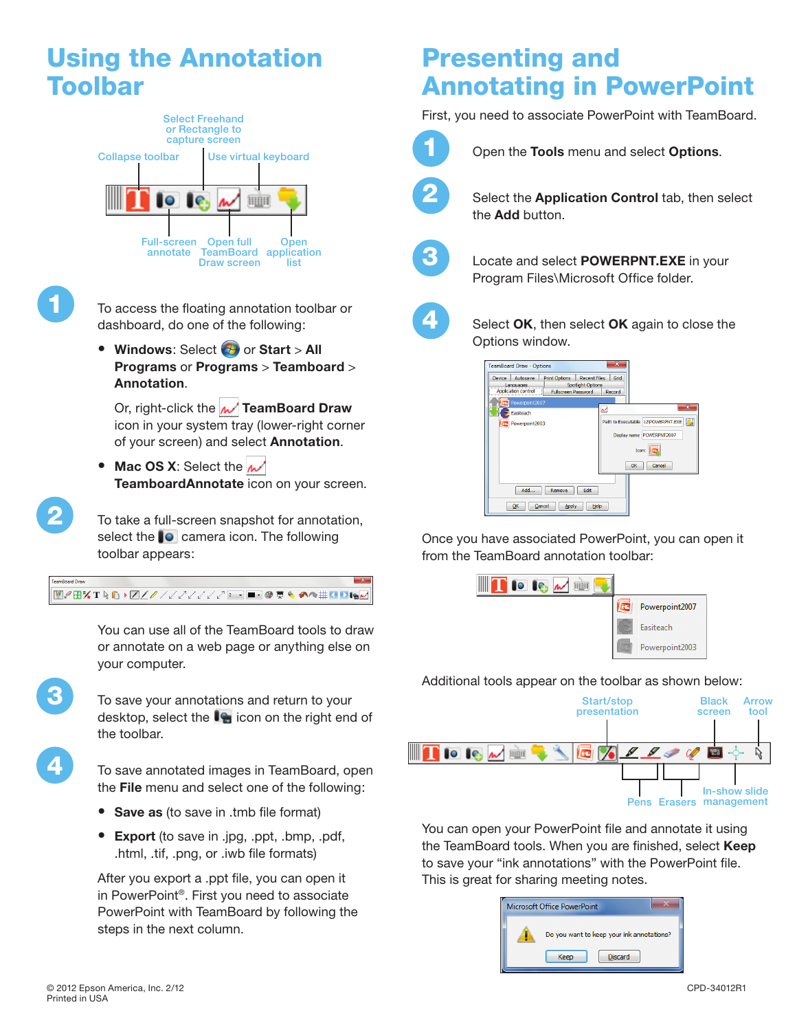# Using the Annotation Toolbar

Select Freehand or Rectangle to capture screen

Collapse toolbar

Use virtual keyboard

Full-screen annotate

Open full TeamBoard Draw screen

Open application list

**1** To access the floating annotation toolbar or dashboard, do one of the following:

- **Windows**: Select or **Start** > **All Programs** or **Programs** > **Teamboard** > **Annotation**.

  Or, right-click the **TeamBoard Draw** icon in your system tray (lower-right corner of your screen) and select **Annotation**.

- **Mac OS X**: Select the **TeamboardAnnotate** icon on your screen.

**2** To take a full-screen snapshot for annotation, select the camera icon. The following toolbar appears:

You can use all of the TeamBoard tools to draw or annotate on a web page or anything else on your computer.

**3** To save your annotations and return to your desktop, select the icon on the right end of the toolbar.

**4** To save annotated images in TeamBoard, open the **File** menu and select one of the following:

- **Save as** (to save in .tmb file format)
- **Export** (to save in .jpg, .ppt, .bmp, .pdf, .html, .tif, .png, or .iwb file formats)

After you export a .ppt file, you can open it in PowerPoint®. First you need to associate PowerPoint with TeamBoard by following the steps in the next column.

# Presenting and Annotating in PowerPoint

First, you need to associate PowerPoint with TeamBoard.

**1** Open the **Tools** menu and select **Options**.

**2** Select the **Application Control** tab, then select the **Add** button.

**3** Locate and select **POWERPNT.EXE** in your Program Files\Microsoft Office folder.

**4** Select **OK**, then select **OK** again to close the Options window.

Once you have associated PowerPoint, you can open it from the TeamBoard annotation toolbar:

Powerpoint2007
Easiteach
Powerpoint2003

Additional tools appear on the toolbar as shown below:

Start/stop presentation

Black screen

Arrow tool

Pens

Erasers

In-show slide management

You can open your PowerPoint file and annotate it using the TeamBoard tools. When you are finished, select **Keep** to save your "ink annotations" with the PowerPoint file. This is great for sharing meeting notes.

© 2012 Epson America, Inc. 2/12
Printed in USA

CPD-34012R1